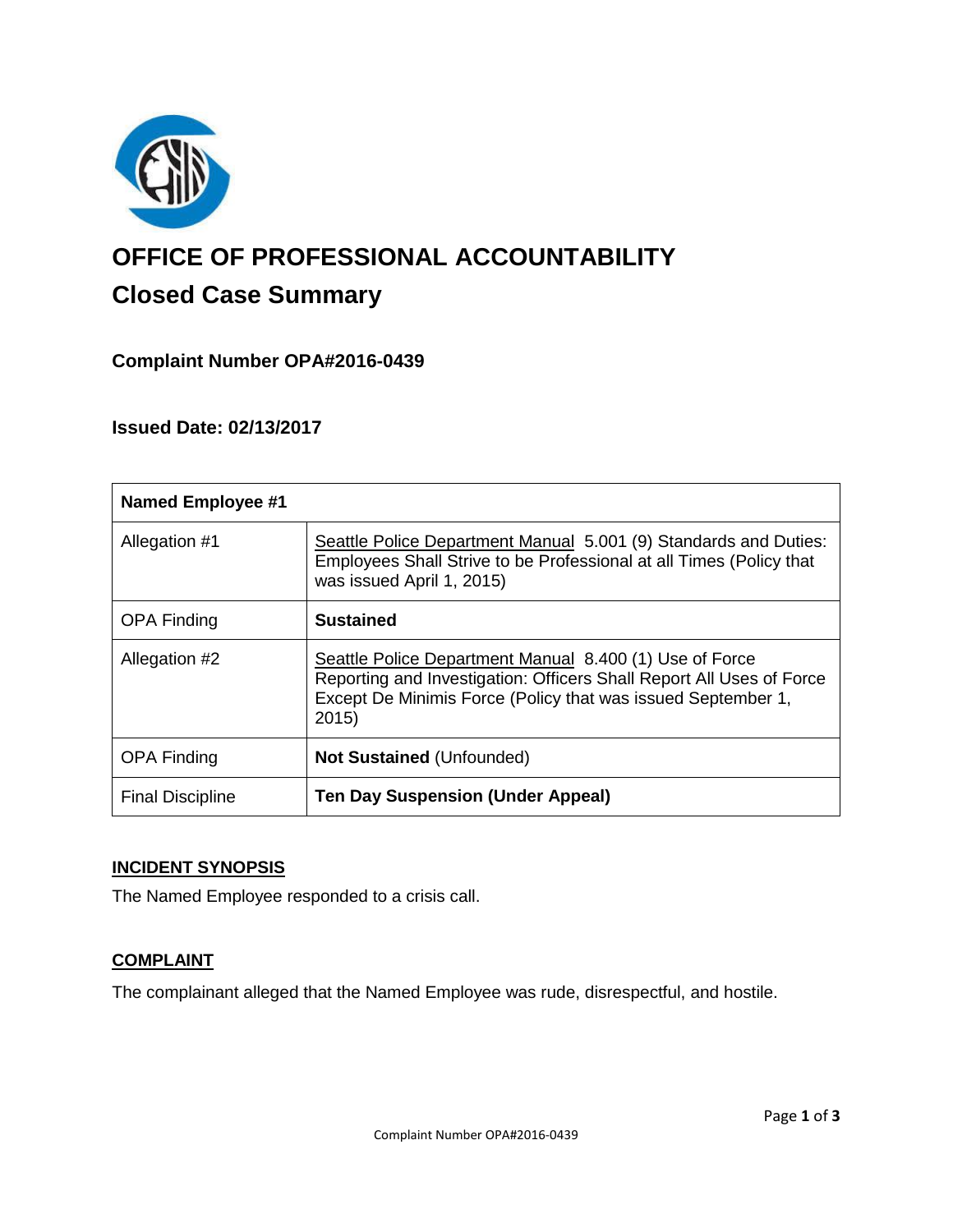# OFFICE OF PROFESSIONAL ACCOUNTABILITY

## Closed Case Summary

### Complaint Number OPA#2016-0439

### Issued Date: 02/13/2017

| Named Employee #1 | |
|---|---|
| Allegation #1 | Seattle Police Department Manual 5.001 (9) Standards and Duties: Employees Shall Strive to be Professional at all Times (Policy that was issued April 1, 2015) |
| OPA Finding | **Sustained** |
| Allegation #2 | Seattle Police Department Manual 8.400 (1) Use of Force Reporting and Investigation: Officers Shall Report All Uses of Force Except De Minimis Force (Policy that was issued September 1, 2015) |
| OPA Finding | **Not Sustained** (Unfounded) |
| Final Discipline | **Ten Day Suspension (Under Appeal)** |

## INCIDENT SYNOPSIS

The Named Employee responded to a crisis call.

## COMPLAINT

The complainant alleged that the Named Employee was rude, disrespectful, and hostile.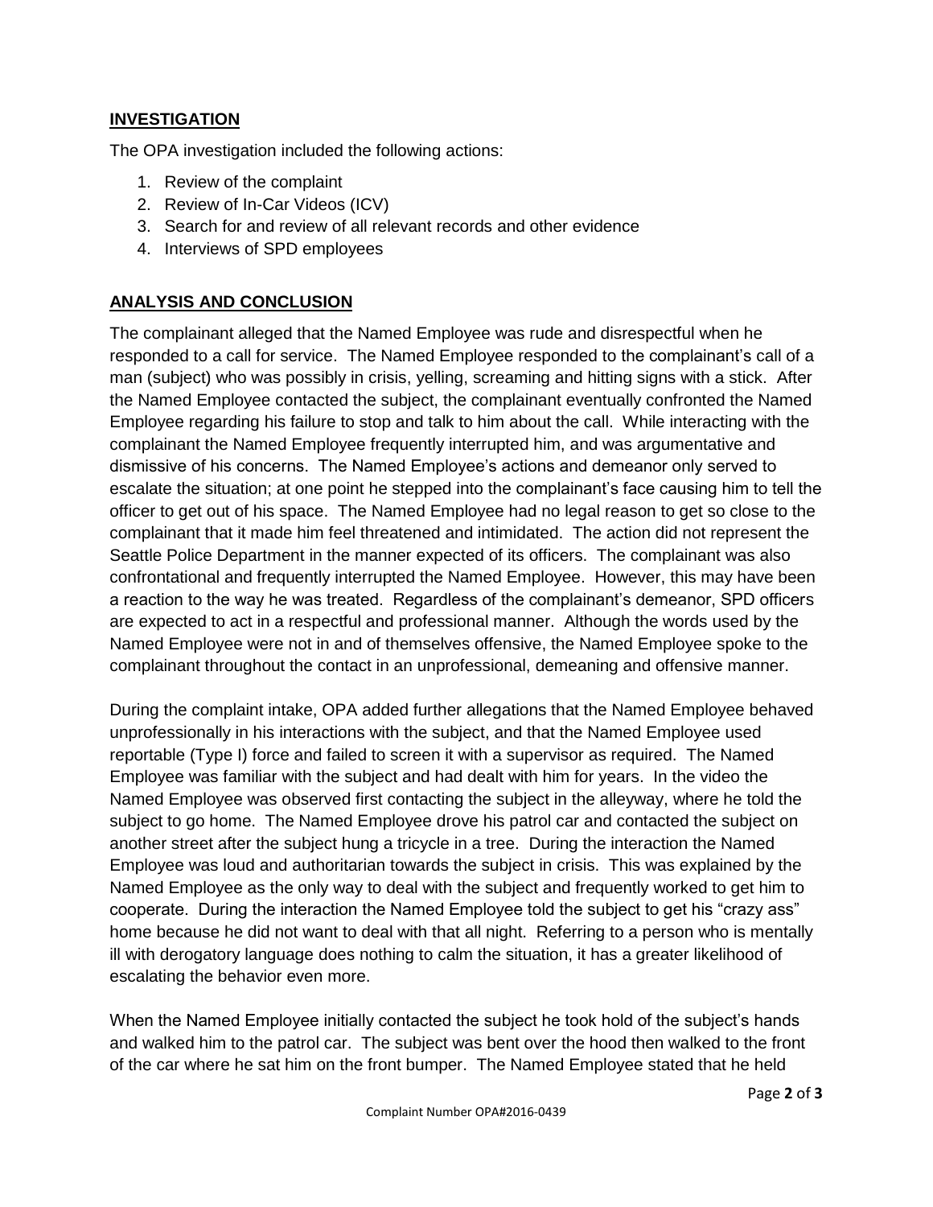## INVESTIGATION

The OPA investigation included the following actions:

1. Review of the complaint
2. Review of In-Car Videos (ICV)
3. Search for and review of all relevant records and other evidence
4. Interviews of SPD employees

## ANALYSIS AND CONCLUSION

The complainant alleged that the Named Employee was rude and disrespectful when he responded to a call for service. The Named Employee responded to the complainant's call of a man (subject) who was possibly in crisis, yelling, screaming and hitting signs with a stick. After the Named Employee contacted the subject, the complainant eventually confronted the Named Employee regarding his failure to stop and talk to him about the call. While interacting with the complainant the Named Employee frequently interrupted him, and was argumentative and dismissive of his concerns. The Named Employee's actions and demeanor only served to escalate the situation; at one point he stepped into the complainant's face causing him to tell the officer to get out of his space. The Named Employee had no legal reason to get so close to the complainant that it made him feel threatened and intimidated. The action did not represent the Seattle Police Department in the manner expected of its officers. The complainant was also confrontational and frequently interrupted the Named Employee. However, this may have been a reaction to the way he was treated. Regardless of the complainant's demeanor, SPD officers are expected to act in a respectful and professional manner. Although the words used by the Named Employee were not in and of themselves offensive, the Named Employee spoke to the complainant throughout the contact in an unprofessional, demeaning and offensive manner.

During the complaint intake, OPA added further allegations that the Named Employee behaved unprofessionally in his interactions with the subject, and that the Named Employee used reportable (Type I) force and failed to screen it with a supervisor as required. The Named Employee was familiar with the subject and had dealt with him for years. In the video the Named Employee was observed first contacting the subject in the alleyway, where he told the subject to go home. The Named Employee drove his patrol car and contacted the subject on another street after the subject hung a tricycle in a tree. During the interaction the Named Employee was loud and authoritarian towards the subject in crisis. This was explained by the Named Employee as the only way to deal with the subject and frequently worked to get him to cooperate. During the interaction the Named Employee told the subject to get his "crazy ass" home because he did not want to deal with that all night. Referring to a person who is mentally ill with derogatory language does nothing to calm the situation, it has a greater likelihood of escalating the behavior even more.

When the Named Employee initially contacted the subject he took hold of the subject's hands and walked him to the patrol car. The subject was bent over the hood then walked to the front of the car where he sat him on the front bumper. The Named Employee stated that he held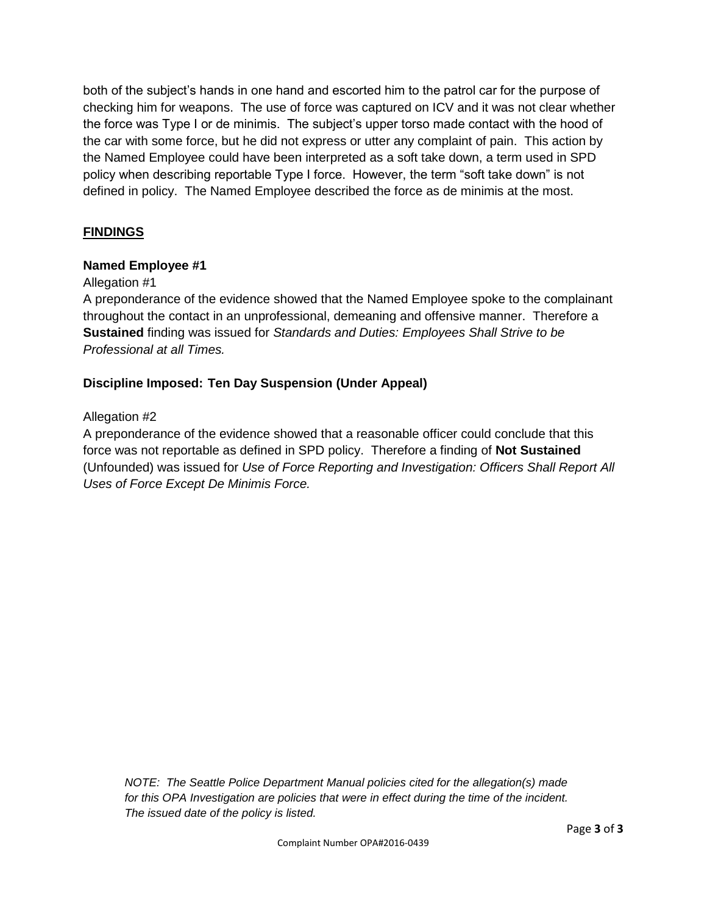both of the subject's hands in one hand and escorted him to the patrol car for the purpose of checking him for weapons. The use of force was captured on ICV and it was not clear whether the force was Type I or de minimis. The subject's upper torso made contact with the hood of the car with some force, but he did not express or utter any complaint of pain. This action by the Named Employee could have been interpreted as a soft take down, a term used in SPD policy when describing reportable Type I force. However, the term "soft take down" is not defined in policy. The Named Employee described the force as de minimis at the most.

## FINDINGS

### Named Employee #1

Allegation #1

A preponderance of the evidence showed that the Named Employee spoke to the complainant throughout the contact in an unprofessional, demeaning and offensive manner. Therefore a **Sustained** finding was issued for *Standards and Duties: Employees Shall Strive to be Professional at all Times.*

### Discipline Imposed: Ten Day Suspension (Under Appeal)

Allegation #2

A preponderance of the evidence showed that a reasonable officer could conclude that this force was not reportable as defined in SPD policy. Therefore a finding of **Not Sustained** (Unfounded) was issued for *Use of Force Reporting and Investigation: Officers Shall Report All Uses of Force Except De Minimis Force.*

*NOTE: The Seattle Police Department Manual policies cited for the allegation(s) made for this OPA Investigation are policies that were in effect during the time of the incident. The issued date of the policy is listed.*

Complaint Number OPA#2016-0439